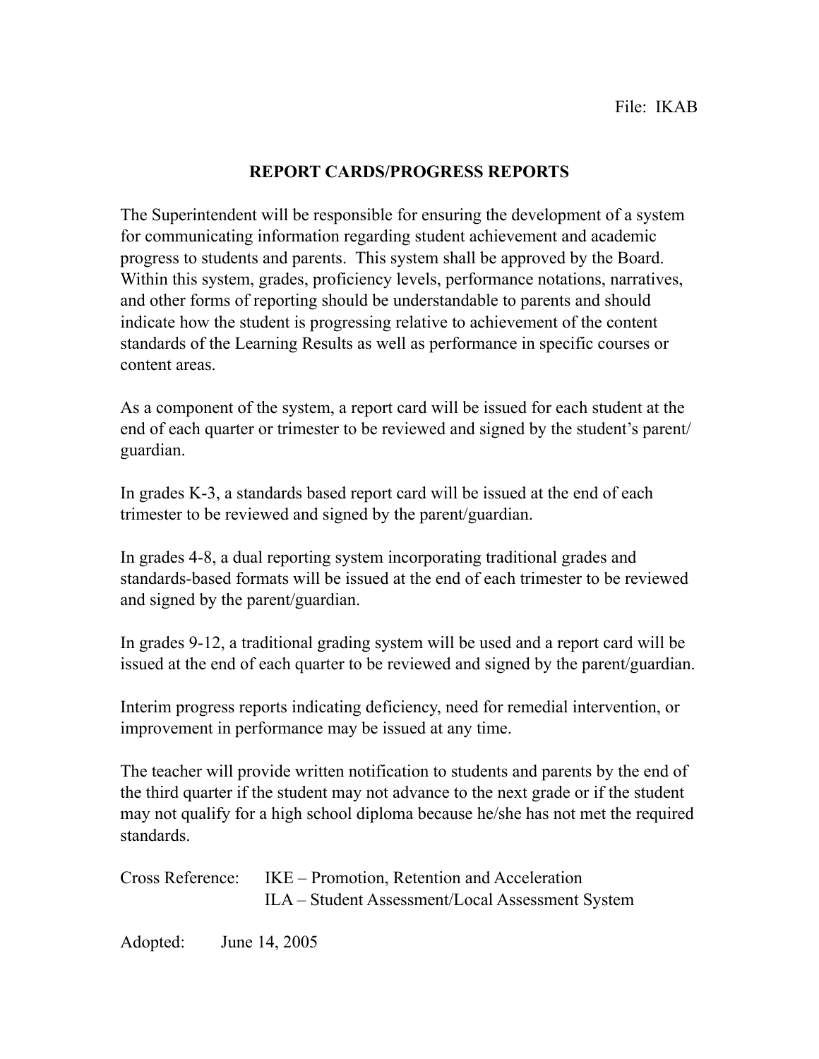File: IKAB

# REPORT CARDS/PROGRESS REPORTS

The Superintendent will be responsible for ensuring the development of a system for communicating information regarding student achievement and academic progress to students and parents. This system shall be approved by the Board. Within this system, grades, proficiency levels, performance notations, narratives, and other forms of reporting should be understandable to parents and should indicate how the student is progressing relative to achievement of the content standards of the Learning Results as well as performance in specific courses or content areas.

As a component of the system, a report card will be issued for each student at the end of each quarter or trimester to be reviewed and signed by the student's parent/guardian.

In grades K-3, a standards based report card will be issued at the end of each trimester to be reviewed and signed by the parent/guardian.

In grades 4-8, a dual reporting system incorporating traditional grades and standards-based formats will be issued at the end of each trimester to be reviewed and signed by the parent/guardian.

In grades 9-12, a traditional grading system will be used and a report card will be issued at the end of each quarter to be reviewed and signed by the parent/guardian.

Interim progress reports indicating deficiency, need for remedial intervention, or improvement in performance may be issued at any time.

The teacher will provide written notification to students and parents by the end of the third quarter if the student may not advance to the next grade or if the student may not qualify for a high school diploma because he/she has not met the required standards.

Cross Reference: IKE – Promotion, Retention and Acceleration
ILA – Student Assessment/Local Assessment System

Adopted: June 14, 2005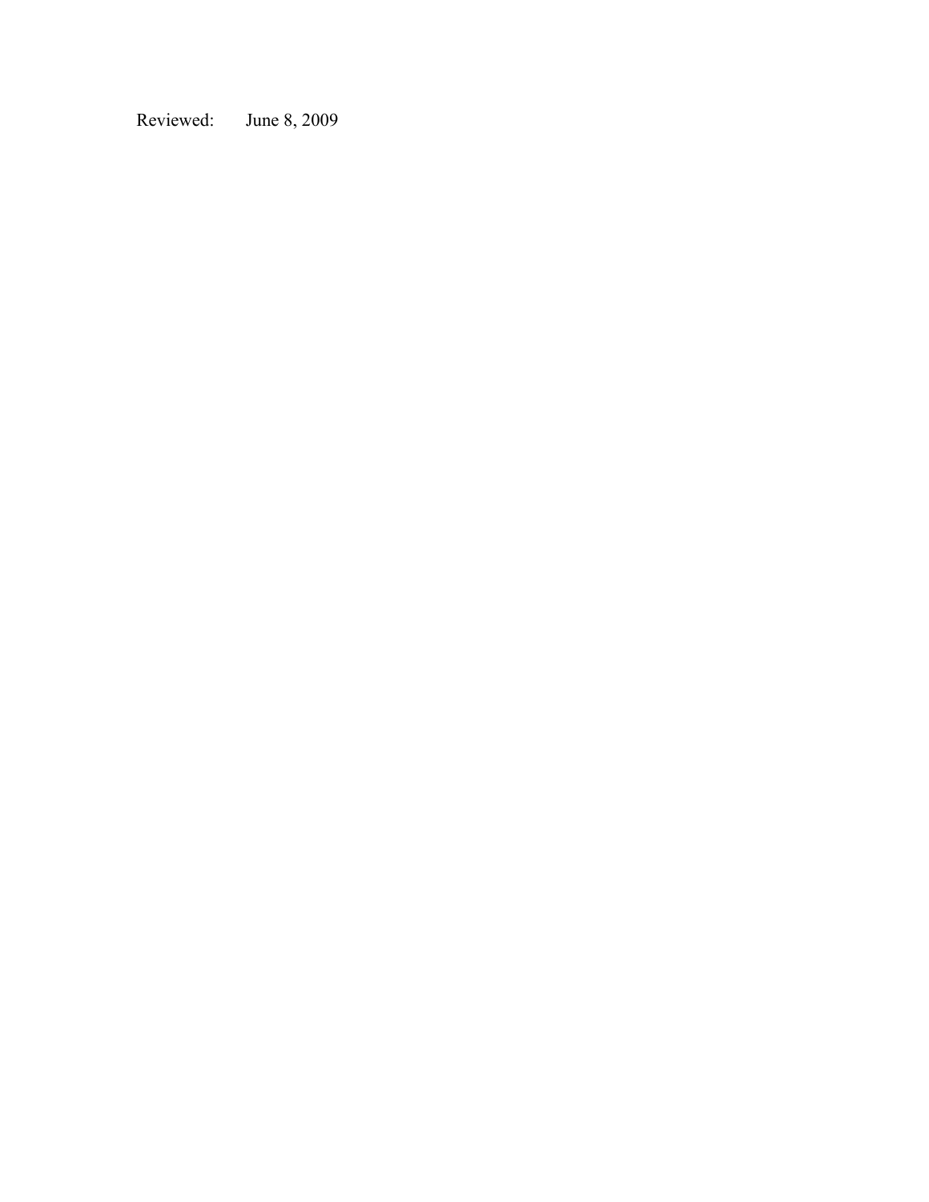Reviewed: June 8, 2009